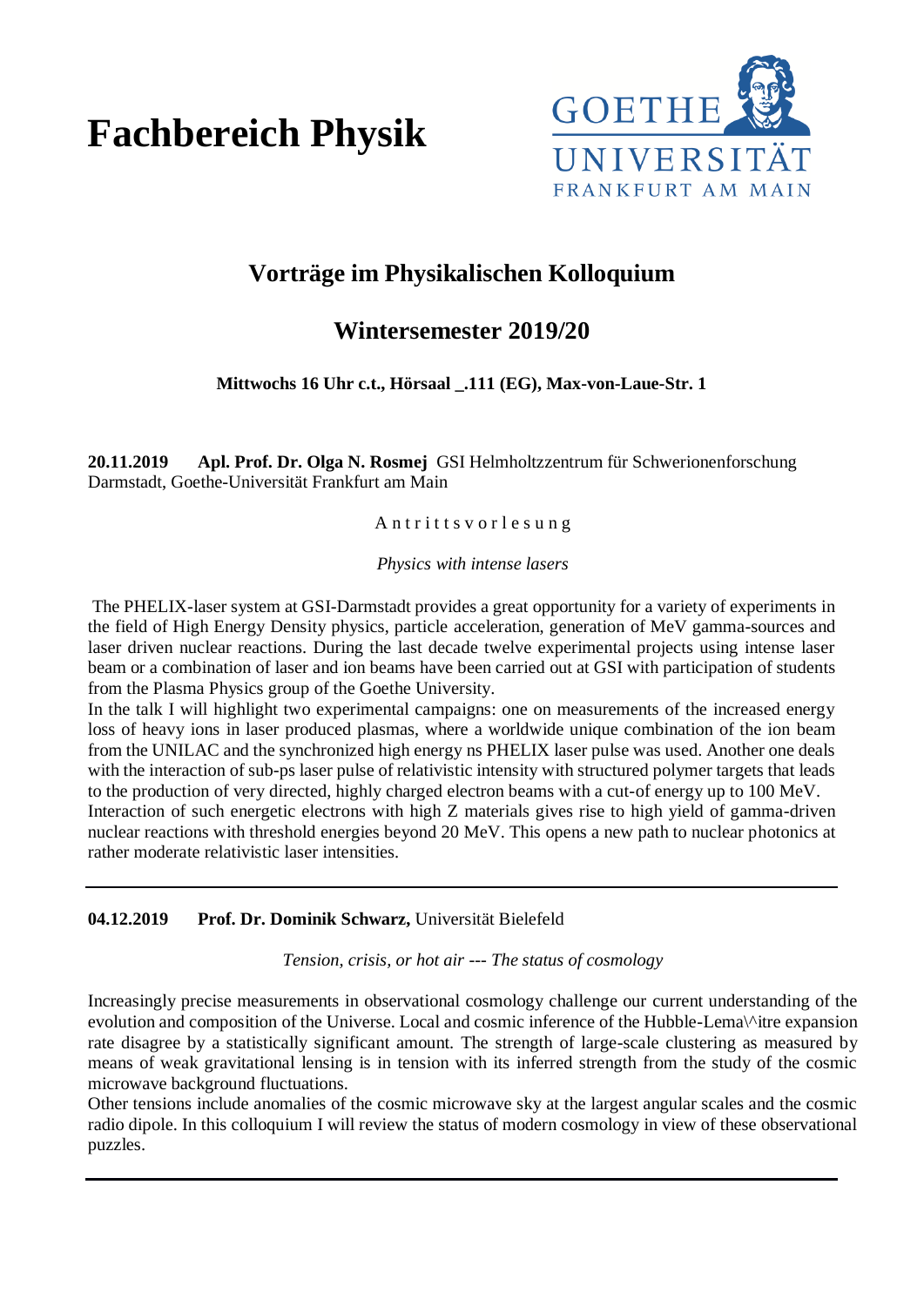# Fachbereich Physik

GOETHE UNIVERSITÄT FRANKFURT AM MAIN

## Vorträge im Physikalischen Kolloquium

## Wintersemester 2019/20

**Mittwochs 16 Uhr c.t., Hörsaal _.111 (EG), Max-von-Laue-Str. 1**

**20.11.2019 Apl. Prof. Dr. Olga N. Rosmej** GSI Helmholtzzentrum für Schwerionenforschung Darmstadt, Goethe-Universität Frankfurt am Main

A n t r i t t s v o r l e s u n g

*Physics with intense lasers*

The PHELIX-laser system at GSI-Darmstadt provides a great opportunity for a variety of experiments in the field of High Energy Density physics, particle acceleration, generation of MeV gamma-sources and laser driven nuclear reactions. During the last decade twelve experimental projects using intense laser beam or a combination of laser and ion beams have been carried out at GSI with participation of students from the Plasma Physics group of the Goethe University.
In the talk I will highlight two experimental campaigns: one on measurements of the increased energy loss of heavy ions in laser produced plasmas, where a worldwide unique combination of the ion beam from the UNILAC and the synchronized high energy ns PHELIX laser pulse was used. Another one deals with the interaction of sub-ps laser pulse of relativistic intensity with structured polymer targets that leads to the production of very directed, highly charged electron beams with a cut-of energy up to 100 MeV.
Interaction of such energetic electrons with high Z materials gives rise to high yield of gamma-driven nuclear reactions with threshold energies beyond 20 MeV. This opens a new path to nuclear photonics at rather moderate relativistic laser intensities.

---

**04.12.2019 Prof. Dr. Dominik Schwarz,** Universität Bielefeld

*Tension, crisis, or hot air --- The status of cosmology*

Increasingly precise measurements in observational cosmology challenge our current understanding of the evolution and composition of the Universe. Local and cosmic inference of the Hubble-Lema\^itre expansion rate disagree by a statistically significant amount. The strength of large-scale clustering as measured by means of weak gravitational lensing is in tension with its inferred strength from the study of the cosmic microwave background fluctuations.
Other tensions include anomalies of the cosmic microwave sky at the largest angular scales and the cosmic radio dipole. In this colloquium I will review the status of modern cosmology in view of these observational puzzles.

---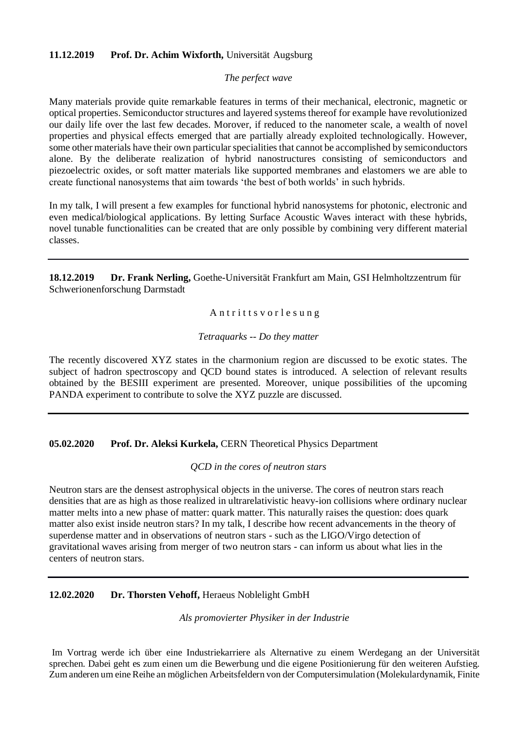**11.12.2019 Prof. Dr. Achim Wixforth,** Universität Augsburg

*The perfect wave*

Many materials provide quite remarkable features in terms of their mechanical, electronic, magnetic or optical properties. Semiconductor structures and layered systems thereof for example have revolutionized our daily life over the last few decades. Morover, if reduced to the nanometer scale, a wealth of novel properties and physical effects emerged that are partially already exploited technologically. However, some other materials have their own particular specialities that cannot be accomplished by semiconductors alone. By the deliberate realization of hybrid nanostructures consisting of semiconductors and piezoelectric oxides, or soft matter materials like supported membranes and elastomers we are able to create functional nanosystems that aim towards 'the best of both worlds' in such hybrids.

In my talk, I will present a few examples for functional hybrid nanosystems for photonic, electronic and even medical/biological applications. By letting Surface Acoustic Waves interact with these hybrids, novel tunable functionalities can be created that are only possible by combining very different material classes.

---

**18.12.2019 Dr. Frank Nerling,** Goethe-Universität Frankfurt am Main, GSI Helmholtzzentrum für Schwerionenforschung Darmstadt

A n t r i t t s v o r l e s u n g

*Tetraquarks -- Do they matter*

The recently discovered XYZ states in the charmonium region are discussed to be exotic states. The subject of hadron spectroscopy and QCD bound states is introduced. A selection of relevant results obtained by the BESIII experiment are presented. Moreover, unique possibilities of the upcoming PANDA experiment to contribute to solve the XYZ puzzle are discussed.

---

**05.02.2020 Prof. Dr. Aleksi Kurkela,** CERN Theoretical Physics Department

*QCD in the cores of neutron stars*

Neutron stars are the densest astrophysical objects in the universe. The cores of neutron stars reach densities that are as high as those realized in ultrarelativistic heavy-ion collisions where ordinary nuclear matter melts into a new phase of matter: quark matter. This naturally raises the question: does quark matter also exist inside neutron stars? In my talk, I describe how recent advancements in the theory of superdense matter and in observations of neutron stars - such as the LIGO/Virgo detection of gravitational waves arising from merger of two neutron stars - can inform us about what lies in the centers of neutron stars.

---

**12.02.2020 Dr. Thorsten Vehoff,** Heraeus Noblelight GmbH

*Als promovierter Physiker in der Industrie*

Im Vortrag werde ich über eine Industriekarriere als Alternative zu einem Werdegang an der Universität sprechen. Dabei geht es zum einen um die Bewerbung und die eigene Positionierung für den weiteren Aufstieg. Zum anderen um eine Reihe an möglichen Arbeitsfeldern von der Computersimulation (Molekulardynamik, Finite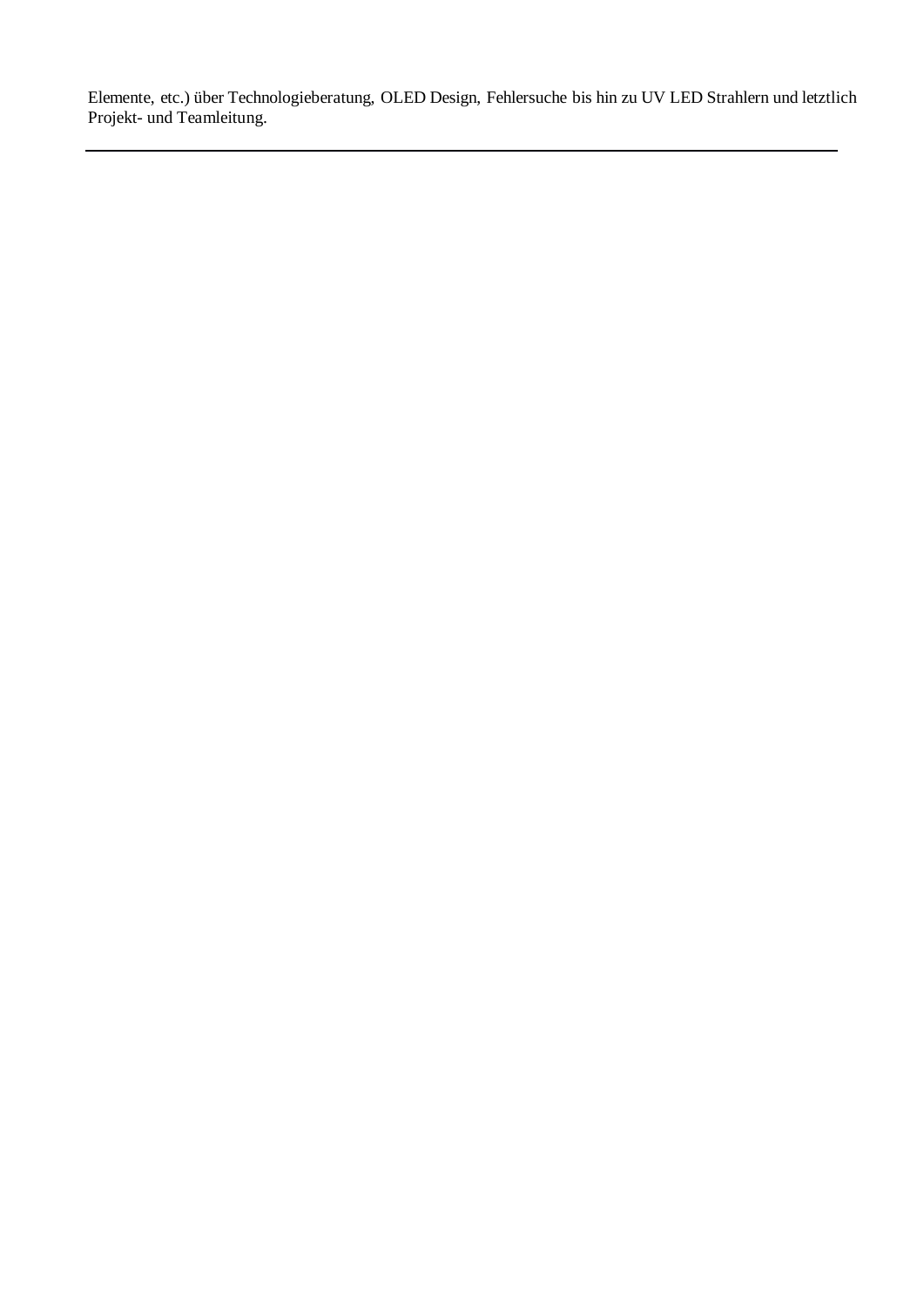Elemente, etc.) über Technologieberatung, OLED Design, Fehlersuche bis hin zu UV LED Strahlern und letztlich Projekt- und Teamleitung.

---